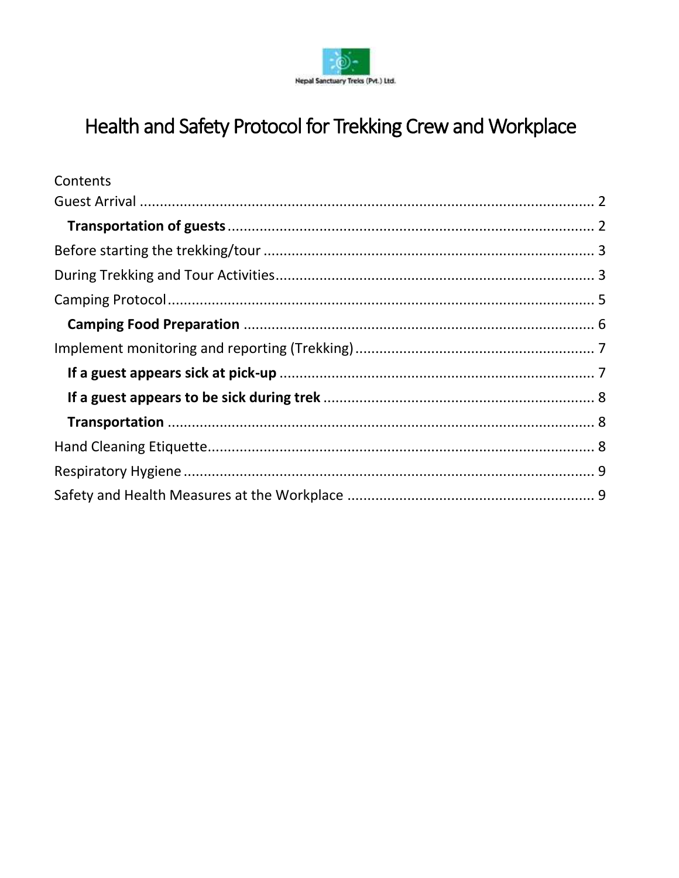Nepal Sanctuary Treks (Pvt.) Ltd.

# Health and Safety Protocol for Trekking Crew and Workplace

Contents

Guest Arrival ..... 2

**Transportation of guests** ..... 2

Before starting the trekking/tour ..... 3

During Trekking and Tour Activities ..... 3

Camping Protocol ..... 5

**Camping Food Preparation** ..... 6

Implement monitoring and reporting (Trekking) ..... 7

**If a guest appears sick at pick-up** ..... 7

**If a guest appears to be sick during trek** ..... 8

**Transportation** ..... 8

Hand Cleaning Etiquette ..... 8

Respiratory Hygiene ..... 9

Safety and Health Measures at the Workplace ..... 9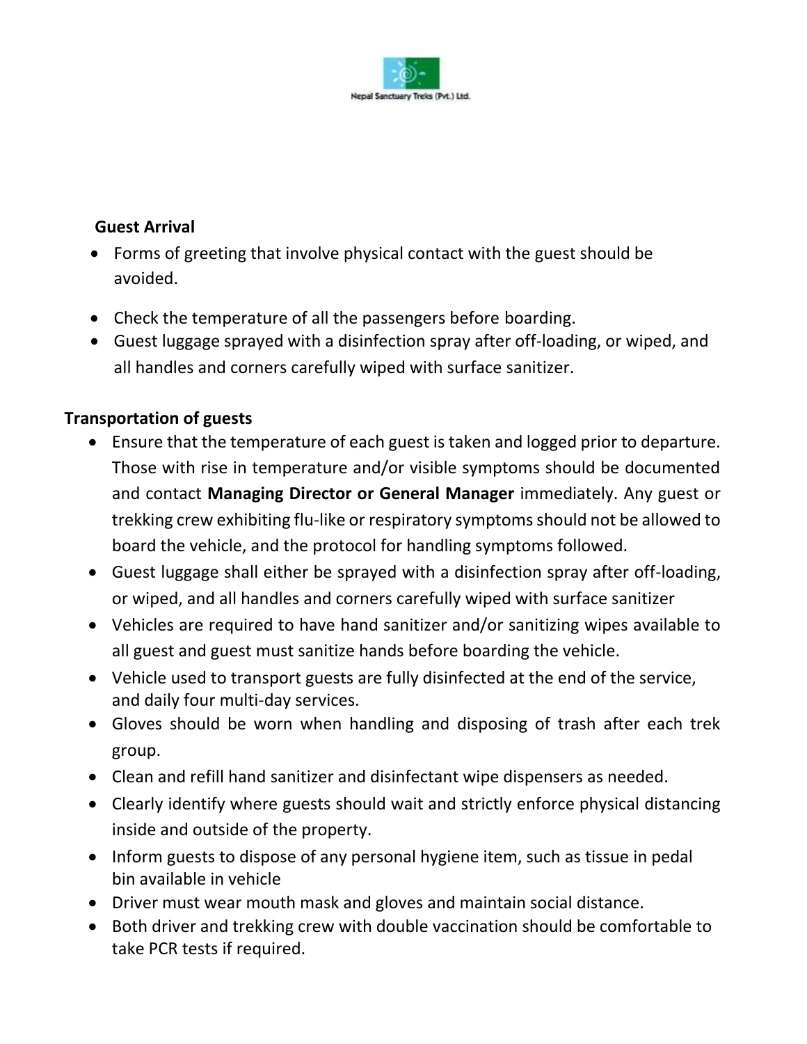## Guest Arrival

- Forms of greeting that involve physical contact with the guest should be avoided.
- Check the temperature of all the passengers before boarding.
- Guest luggage sprayed with a disinfection spray after off-loading, or wiped, and all handles and corners carefully wiped with surface sanitizer.

## Transportation of guests

- Ensure that the temperature of each guest is taken and logged prior to departure. Those with rise in temperature and/or visible symptoms should be documented and contact **Managing Director or General Manager** immediately. Any guest or trekking crew exhibiting flu-like or respiratory symptoms should not be allowed to board the vehicle, and the protocol for handling symptoms followed.
- Guest luggage shall either be sprayed with a disinfection spray after off-loading, or wiped, and all handles and corners carefully wiped with surface sanitizer
- Vehicles are required to have hand sanitizer and/or sanitizing wipes available to all guest and guest must sanitize hands before boarding the vehicle.
- Vehicle used to transport guests are fully disinfected at the end of the service, and daily four multi-day services.
- Gloves should be worn when handling and disposing of trash after each trek group.
- Clean and refill hand sanitizer and disinfectant wipe dispensers as needed.
- Clearly identify where guests should wait and strictly enforce physical distancing inside and outside of the property.
- Inform guests to dispose of any personal hygiene item, such as tissue in pedal bin available in vehicle
- Driver must wear mouth mask and gloves and maintain social distance.
- Both driver and trekking crew with double vaccination should be comfortable to take PCR tests if required.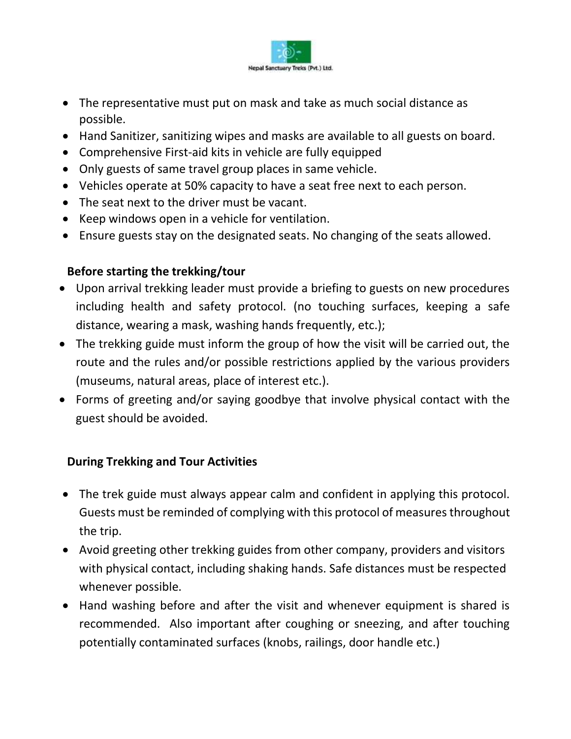- The representative must put on mask and take as much social distance as possible.
- Hand Sanitizer, sanitizing wipes and masks are available to all guests on board.
- Comprehensive First-aid kits in vehicle are fully equipped
- Only guests of same travel group places in same vehicle.
- Vehicles operate at 50% capacity to have a seat free next to each person.
- The seat next to the driver must be vacant.
- Keep windows open in a vehicle for ventilation.
- Ensure guests stay on the designated seats. No changing of the seats allowed.

**Before starting the trekking/tour**

- Upon arrival trekking leader must provide a briefing to guests on new procedures including health and safety protocol. (no touching surfaces, keeping a safe distance, wearing a mask, washing hands frequently, etc.);
- The trekking guide must inform the group of how the visit will be carried out, the route and the rules and/or possible restrictions applied by the various providers (museums, natural areas, place of interest etc.).
- Forms of greeting and/or saying goodbye that involve physical contact with the guest should be avoided.

**During Trekking and Tour Activities**

- The trek guide must always appear calm and confident in applying this protocol. Guests must be reminded of complying with this protocol of measures throughout the trip.
- Avoid greeting other trekking guides from other company, providers and visitors with physical contact, including shaking hands. Safe distances must be respected whenever possible.
- Hand washing before and after the visit and whenever equipment is shared is recommended. Also important after coughing or sneezing, and after touching potentially contaminated surfaces (knobs, railings, door handle etc.)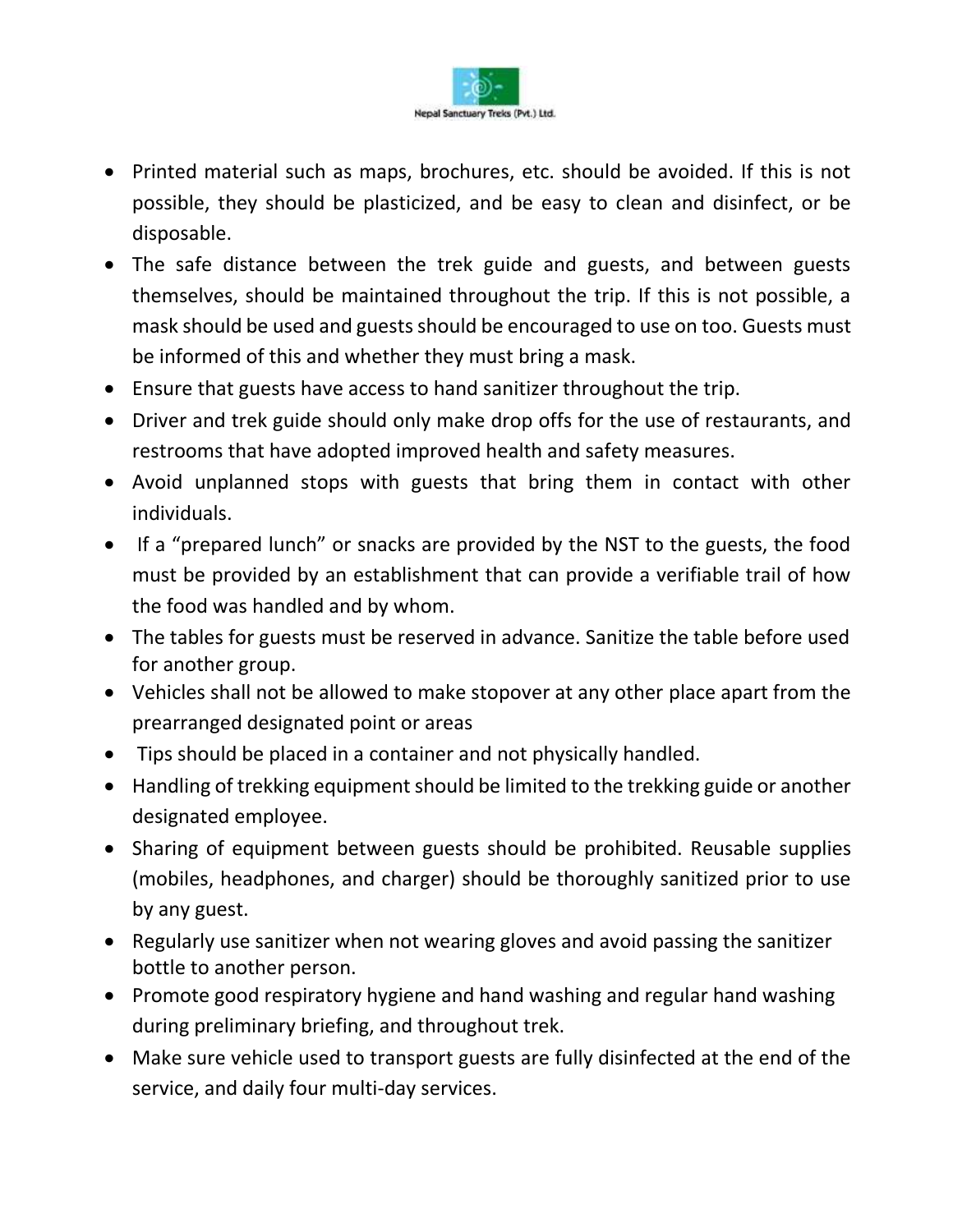- Printed material such as maps, brochures, etc. should be avoided. If this is not possible, they should be plasticized, and be easy to clean and disinfect, or be disposable.
- The safe distance between the trek guide and guests, and between guests themselves, should be maintained throughout the trip. If this is not possible, a mask should be used and guests should be encouraged to use on too. Guests must be informed of this and whether they must bring a mask.
- Ensure that guests have access to hand sanitizer throughout the trip.
- Driver and trek guide should only make drop offs for the use of restaurants, and restrooms that have adopted improved health and safety measures.
- Avoid unplanned stops with guests that bring them in contact with other individuals.
- If a "prepared lunch" or snacks are provided by the NST to the guests, the food must be provided by an establishment that can provide a verifiable trail of how the food was handled and by whom.
- The tables for guests must be reserved in advance. Sanitize the table before used for another group.
- Vehicles shall not be allowed to make stopover at any other place apart from the prearranged designated point or areas
- Tips should be placed in a container and not physically handled.
- Handling of trekking equipment should be limited to the trekking guide or another designated employee.
- Sharing of equipment between guests should be prohibited. Reusable supplies (mobiles, headphones, and charger) should be thoroughly sanitized prior to use by any guest.
- Regularly use sanitizer when not wearing gloves and avoid passing the sanitizer bottle to another person.
- Promote good respiratory hygiene and hand washing and regular hand washing during preliminary briefing, and throughout trek.
- Make sure vehicle used to transport guests are fully disinfected at the end of the service, and daily four multi-day services.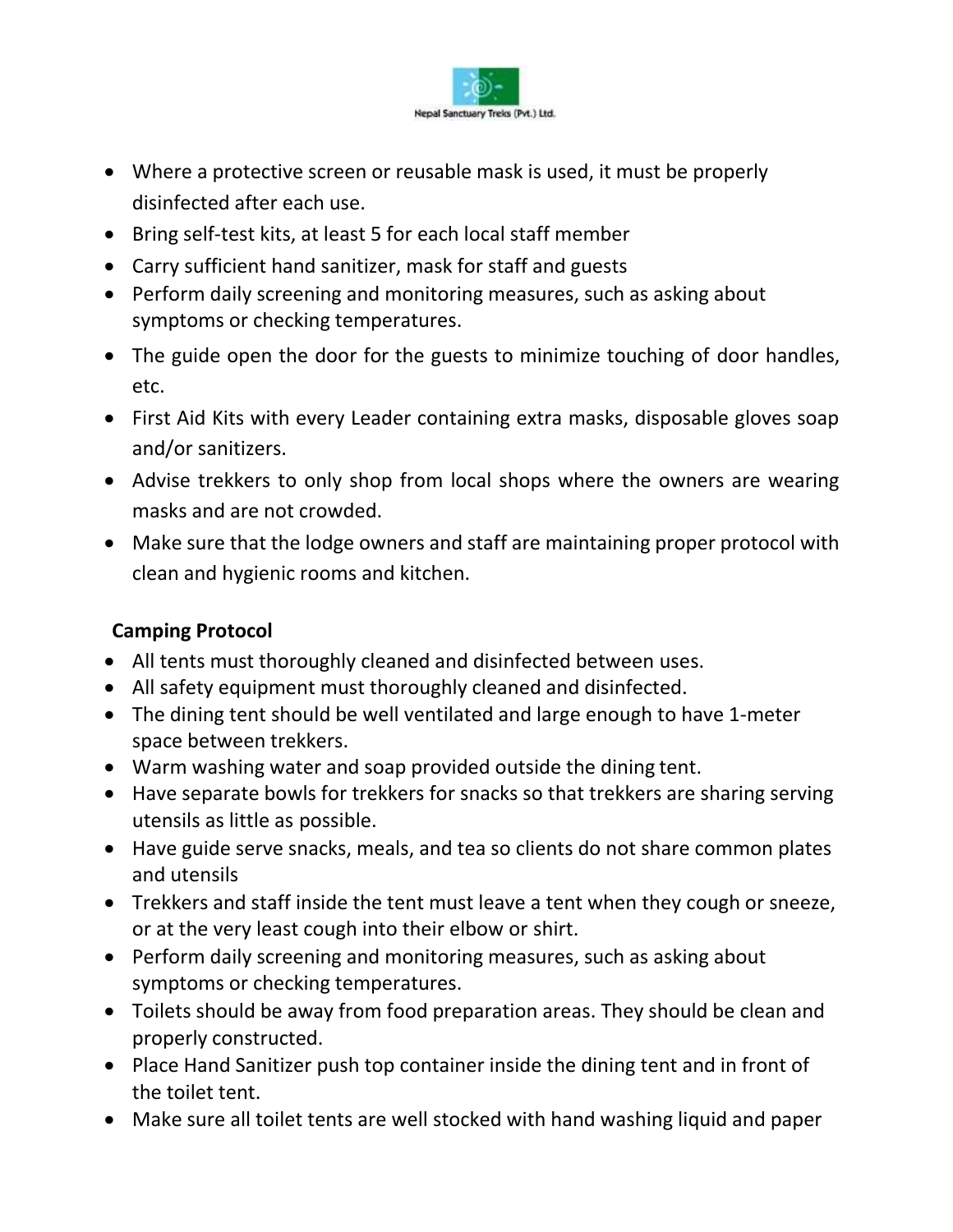- Where a protective screen or reusable mask is used, it must be properly disinfected after each use.
- Bring self-test kits, at least 5 for each local staff member
- Carry sufficient hand sanitizer, mask for staff and guests
- Perform daily screening and monitoring measures, such as asking about symptoms or checking temperatures.
- The guide open the door for the guests to minimize touching of door handles, etc.
- First Aid Kits with every Leader containing extra masks, disposable gloves soap and/or sanitizers.
- Advise trekkers to only shop from local shops where the owners are wearing masks and are not crowded.
- Make sure that the lodge owners and staff are maintaining proper protocol with clean and hygienic rooms and kitchen.

**Camping Protocol**

- All tents must thoroughly cleaned and disinfected between uses.
- All safety equipment must thoroughly cleaned and disinfected.
- The dining tent should be well ventilated and large enough to have 1-meter space between trekkers.
- Warm washing water and soap provided outside the dining tent.
- Have separate bowls for trekkers for snacks so that trekkers are sharing serving utensils as little as possible.
- Have guide serve snacks, meals, and tea so clients do not share common plates and utensils
- Trekkers and staff inside the tent must leave a tent when they cough or sneeze, or at the very least cough into their elbow or shirt.
- Perform daily screening and monitoring measures, such as asking about symptoms or checking temperatures.
- Toilets should be away from food preparation areas. They should be clean and properly constructed.
- Place Hand Sanitizer push top container inside the dining tent and in front of the toilet tent.
- Make sure all toilet tents are well stocked with hand washing liquid and paper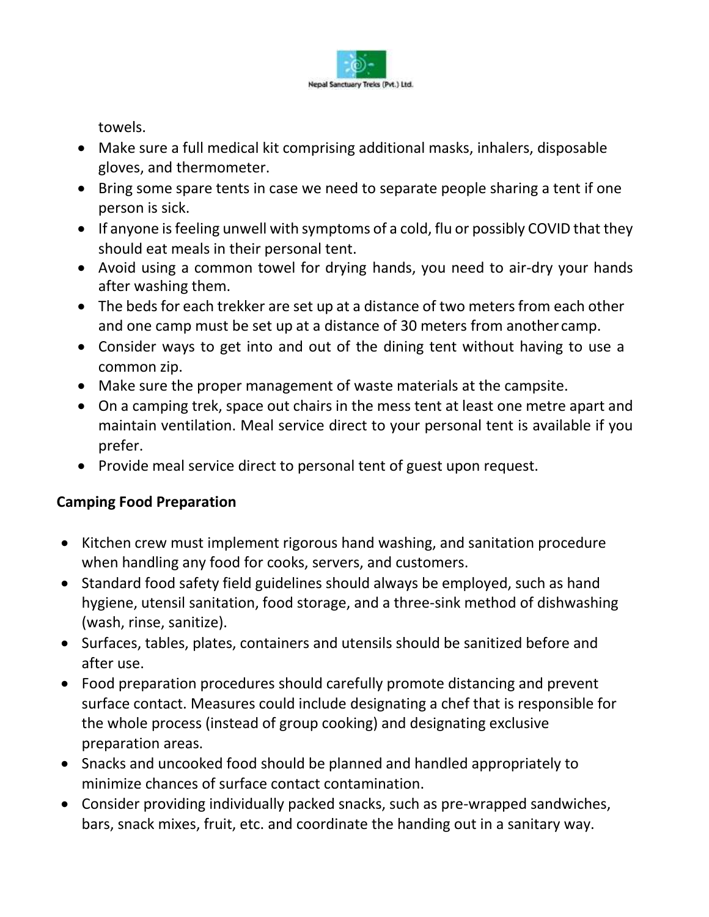towels.

- Make sure a full medical kit comprising additional masks, inhalers, disposable gloves, and thermometer.
- Bring some spare tents in case we need to separate people sharing a tent if one person is sick.
- If anyone is feeling unwell with symptoms of a cold, flu or possibly COVID that they should eat meals in their personal tent.
- Avoid using a common towel for drying hands, you need to air-dry your hands after washing them.
- The beds for each trekker are set up at a distance of two meters from each other and one camp must be set up at a distance of 30 meters from another camp.
- Consider ways to get into and out of the dining tent without having to use a common zip.
- Make sure the proper management of waste materials at the campsite.
- On a camping trek, space out chairs in the mess tent at least one metre apart and maintain ventilation. Meal service direct to your personal tent is available if you prefer.
- Provide meal service direct to personal tent of guest upon request.

**Camping Food Preparation**

- Kitchen crew must implement rigorous hand washing, and sanitation procedure when handling any food for cooks, servers, and customers.
- Standard food safety field guidelines should always be employed, such as hand hygiene, utensil sanitation, food storage, and a three-sink method of dishwashing (wash, rinse, sanitize).
- Surfaces, tables, plates, containers and utensils should be sanitized before and after use.
- Food preparation procedures should carefully promote distancing and prevent surface contact. Measures could include designating a chef that is responsible for the whole process (instead of group cooking) and designating exclusive preparation areas.
- Snacks and uncooked food should be planned and handled appropriately to minimize chances of surface contact contamination.
- Consider providing individually packed snacks, such as pre-wrapped sandwiches, bars, snack mixes, fruit, etc. and coordinate the handing out in a sanitary way.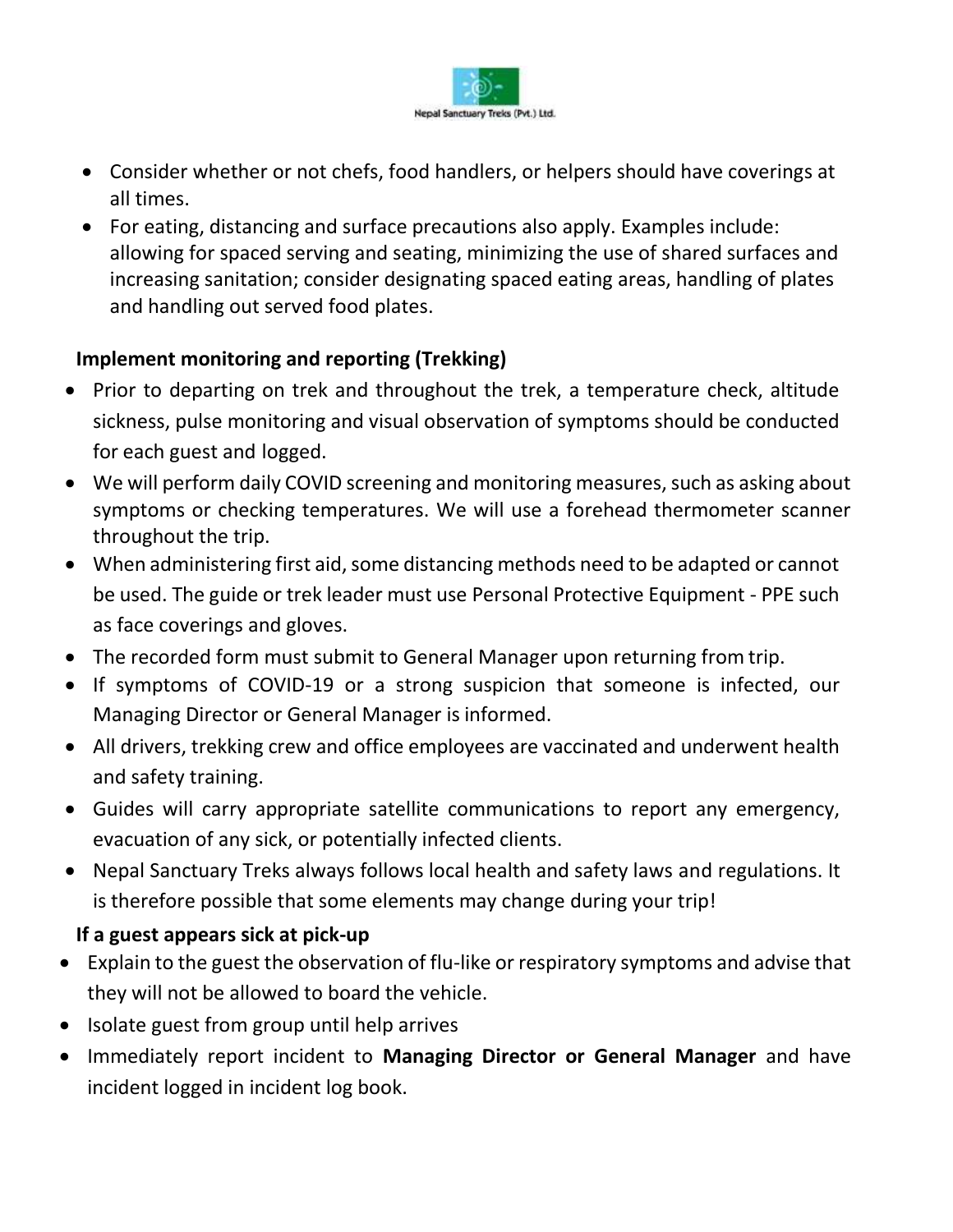- Consider whether or not chefs, food handlers, or helpers should have coverings at all times.
- For eating, distancing and surface precautions also apply. Examples include: allowing for spaced serving and seating, minimizing the use of shared surfaces and increasing sanitation; consider designating spaced eating areas, handling of plates and handling out served food plates.

**Implement monitoring and reporting (Trekking)**

- Prior to departing on trek and throughout the trek, a temperature check, altitude sickness, pulse monitoring and visual observation of symptoms should be conducted for each guest and logged.
- We will perform daily COVID screening and monitoring measures, such as asking about symptoms or checking temperatures. We will use a forehead thermometer scanner throughout the trip.
- When administering first aid, some distancing methods need to be adapted or cannot be used. The guide or trek leader must use Personal Protective Equipment - PPE such as face coverings and gloves.
- The recorded form must submit to General Manager upon returning from trip.
- If symptoms of COVID-19 or a strong suspicion that someone is infected, our Managing Director or General Manager is informed.
- All drivers, trekking crew and office employees are vaccinated and underwent health and safety training.
- Guides will carry appropriate satellite communications to report any emergency, evacuation of any sick, or potentially infected clients.
- Nepal Sanctuary Treks always follows local health and safety laws and regulations. It is therefore possible that some elements may change during your trip!

**If a guest appears sick at pick-up**

- Explain to the guest the observation of flu-like or respiratory symptoms and advise that they will not be allowed to board the vehicle.
- Isolate guest from group until help arrives
- Immediately report incident to **Managing Director or General Manager** and have incident logged in incident log book.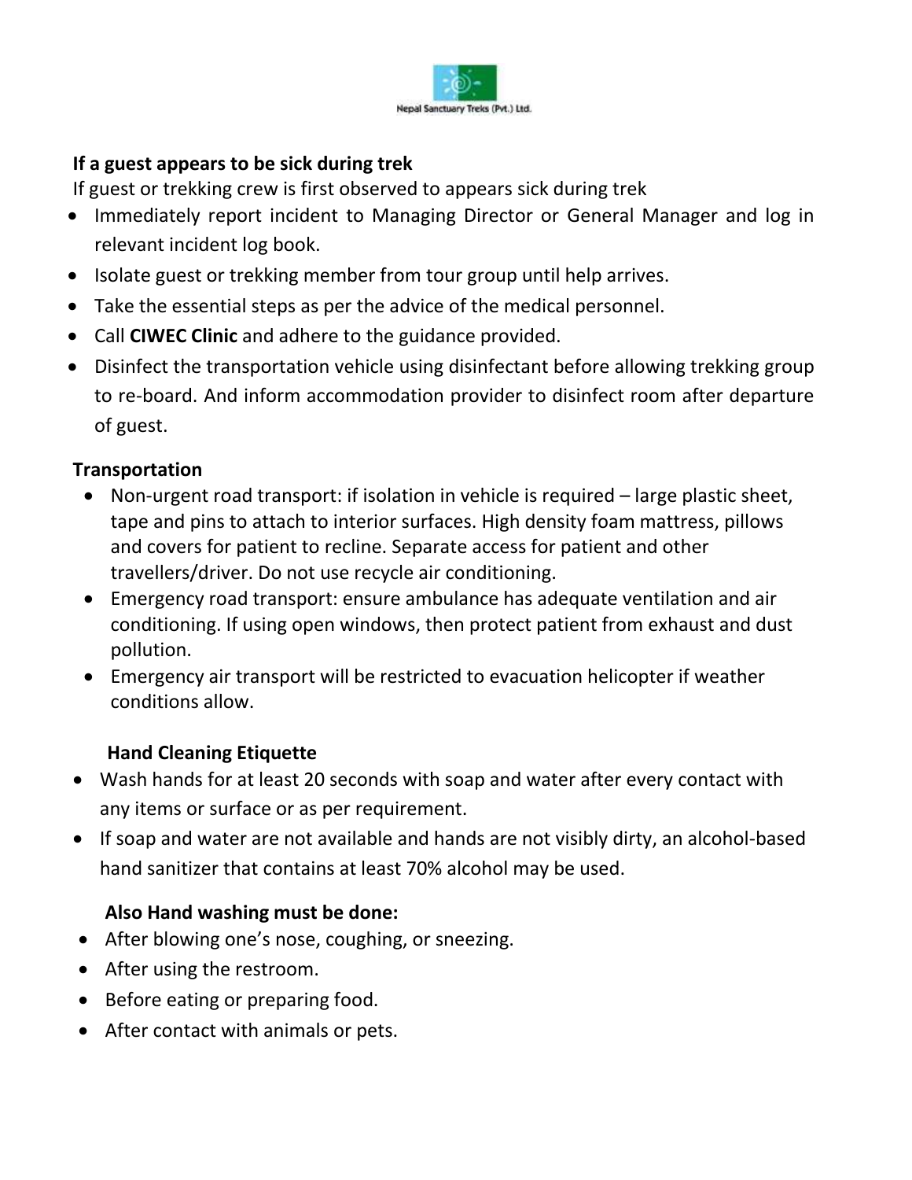**If a guest appears to be sick during trek**

If guest or trekking crew is first observed to appears sick during trek

- Immediately report incident to Managing Director or General Manager and log in relevant incident log book.
- Isolate guest or trekking member from tour group until help arrives.
- Take the essential steps as per the advice of the medical personnel.
- Call **CIWEC Clinic** and adhere to the guidance provided.
- Disinfect the transportation vehicle using disinfectant before allowing trekking group to re-board. And inform accommodation provider to disinfect room after departure of guest.

**Transportation**

- Non-urgent road transport: if isolation in vehicle is required – large plastic sheet, tape and pins to attach to interior surfaces. High density foam mattress, pillows and covers for patient to recline. Separate access for patient and other travellers/driver. Do not use recycle air conditioning.
- Emergency road transport: ensure ambulance has adequate ventilation and air conditioning. If using open windows, then protect patient from exhaust and dust pollution.
- Emergency air transport will be restricted to evacuation helicopter if weather conditions allow.

**Hand Cleaning Etiquette**

- Wash hands for at least 20 seconds with soap and water after every contact with any items or surface or as per requirement.
- If soap and water are not available and hands are not visibly dirty, an alcohol-based hand sanitizer that contains at least 70% alcohol may be used.

**Also Hand washing must be done:**

- After blowing one's nose, coughing, or sneezing.
- After using the restroom.
- Before eating or preparing food.
- After contact with animals or pets.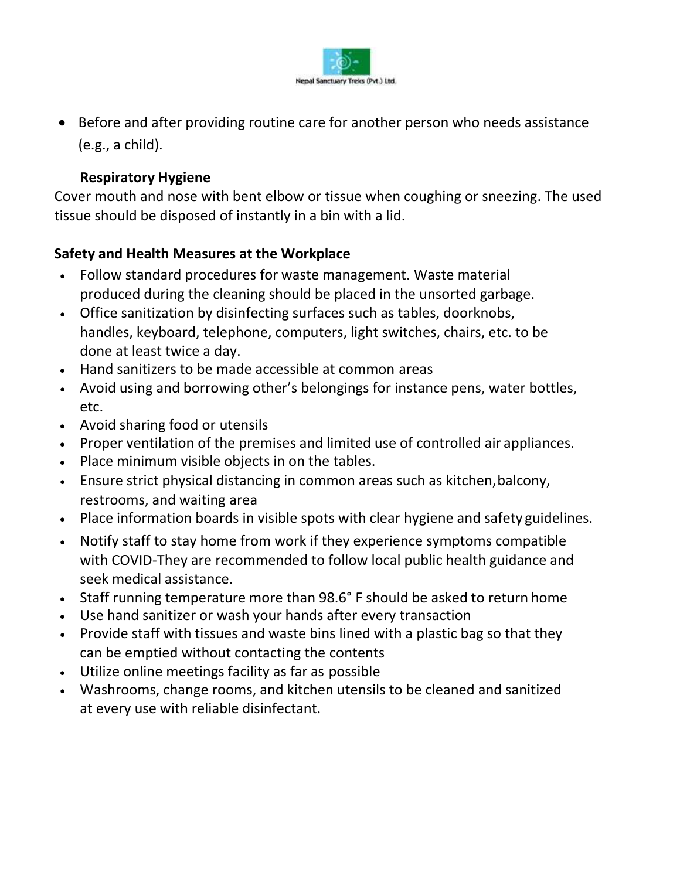- Before and after providing routine care for another person who needs assistance (e.g., a child).

**Respiratory Hygiene**

Cover mouth and nose with bent elbow or tissue when coughing or sneezing. The used tissue should be disposed of instantly in a bin with a lid.

**Safety and Health Measures at the Workplace**

- Follow standard procedures for waste management. Waste material produced during the cleaning should be placed in the unsorted garbage.
- Office sanitization by disinfecting surfaces such as tables, doorknobs, handles, keyboard, telephone, computers, light switches, chairs, etc. to be done at least twice a day.
- Hand sanitizers to be made accessible at common areas
- Avoid using and borrowing other's belongings for instance pens, water bottles, etc.
- Avoid sharing food or utensils
- Proper ventilation of the premises and limited use of controlled air appliances.
- Place minimum visible objects in on the tables.
- Ensure strict physical distancing in common areas such as kitchen, balcony, restrooms, and waiting area
- Place information boards in visible spots with clear hygiene and safety guidelines.
- Notify staff to stay home from work if they experience symptoms compatible with COVID-They are recommended to follow local public health guidance and seek medical assistance.
- Staff running temperature more than 98.6° F should be asked to return home
- Use hand sanitizer or wash your hands after every transaction
- Provide staff with tissues and waste bins lined with a plastic bag so that they can be emptied without contacting the contents
- Utilize online meetings facility as far as possible
- Washrooms, change rooms, and kitchen utensils to be cleaned and sanitized at every use with reliable disinfectant.